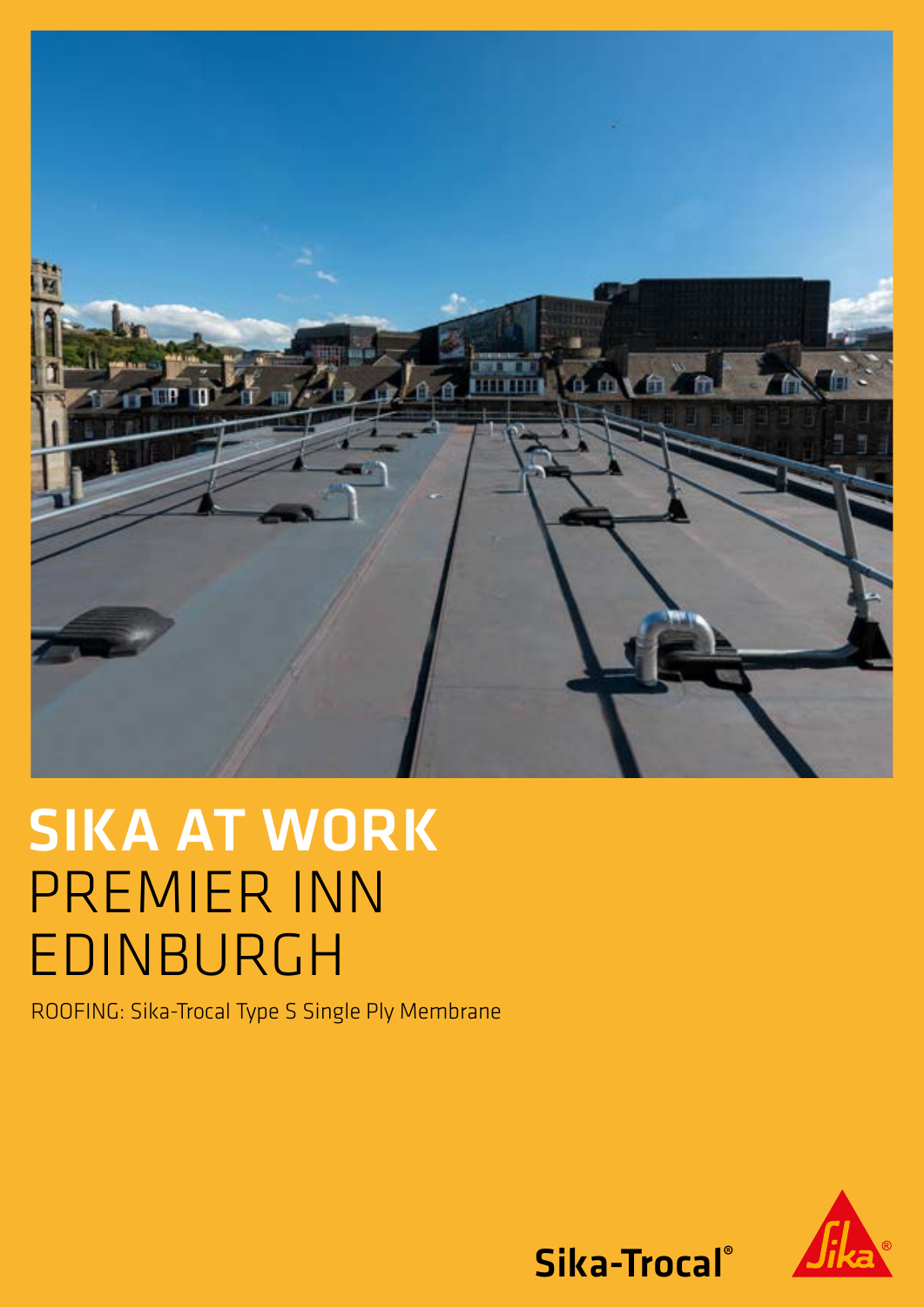# SIKA AT WORK
# PREMIER INN EDINBURGH

ROOFING: Sika-Trocal Type S Single Ply Membrane

Sika-Trocal®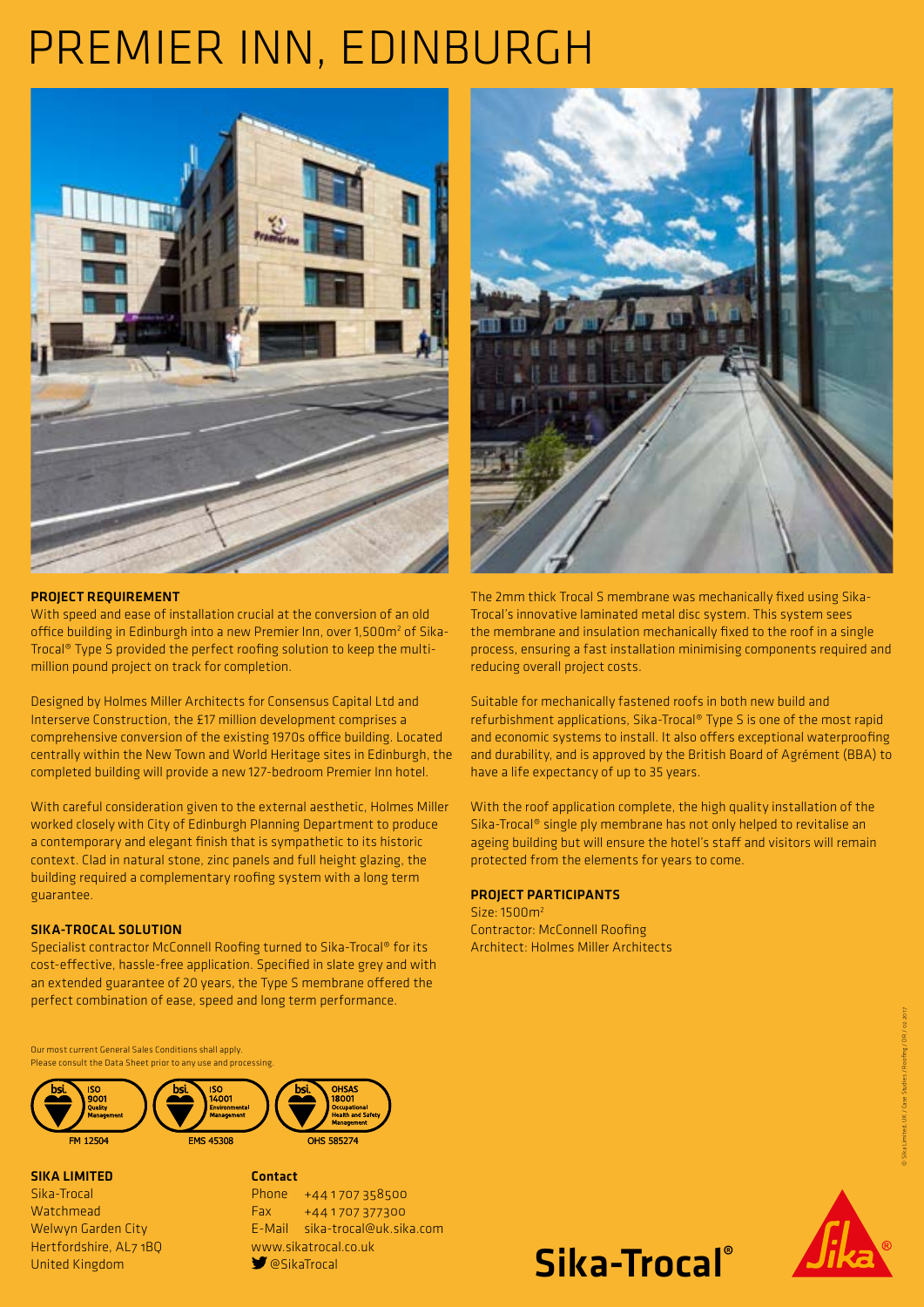# PREMIER INN, EDINBURGH

### PROJECT REQUIREMENT

With speed and ease of installation crucial at the conversion of an old office building in Edinburgh into a new Premier Inn, over 1,500m² of Sika-Trocal® Type S provided the perfect roofing solution to keep the multi-million pound project on track for completion.

Designed by Holmes Miller Architects for Consensus Capital Ltd and Interserve Construction, the £17 million development comprises a comprehensive conversion of the existing 1970s office building. Located centrally within the New Town and World Heritage sites in Edinburgh, the completed building will provide a new 127-bedroom Premier Inn hotel.

With careful consideration given to the external aesthetic, Holmes Miller worked closely with City of Edinburgh Planning Department to produce a contemporary and elegant finish that is sympathetic to its historic context. Clad in natural stone, zinc panels and full height glazing, the building required a complementary roofing system with a long term guarantee.

### SIKA-TROCAL SOLUTION

Specialist contractor McConnell Roofing turned to Sika-Trocal® for its cost-effective, hassle-free application. Specified in slate grey and with an extended guarantee of 20 years, the Type S membrane offered the perfect combination of ease, speed and long term performance.

The 2mm thick Trocal S membrane was mechanically fixed using Sika-Trocal's innovative laminated metal disc system. This system sees the membrane and insulation mechanically fixed to the roof in a single process, ensuring a fast installation minimising components required and reducing overall project costs.

Suitable for mechanically fastened roofs in both new build and refurbishment applications, Sika-Trocal® Type S is one of the most rapid and economic systems to install. It also offers exceptional waterproofing and durability, and is approved by the British Board of Agrément (BBA) to have a life expectancy of up to 35 years.

With the roof application complete, the high quality installation of the Sika-Trocal® single ply membrane has not only helped to revitalise an ageing building but will ensure the hotel's staff and visitors will remain protected from the elements for years to come.

### PROJECT PARTICIPANTS

Size: 1500m²
Contractor: McConnell Roofing
Architect: Holmes Miller Architects

Our most current General Sales Conditions shall apply.
Please consult the Data Sheet prior to any use and processing.

bsi. ISO 9001 Quality Management FM 12504
bsi. ISO 14001 Environmental Management EMS 45308
bsi. OHSAS 18001 Occupational Health and Safety Management OHS 585274

**SIKA LIMITED**
Sika-Trocal
Watchmead
Welwyn Garden City
Hertfordshire, AL7 1BQ
United Kingdom

**Contact**
Phone +44 1707 358500
Fax +44 1707 377300
E-Mail sika-trocal@uk.sika.com
www.sikatrocal.co.uk
@SikaTrocal

Sika-Trocal®

© Sika Limited, UK / Case Studies / Roofing / DR / 02.2017